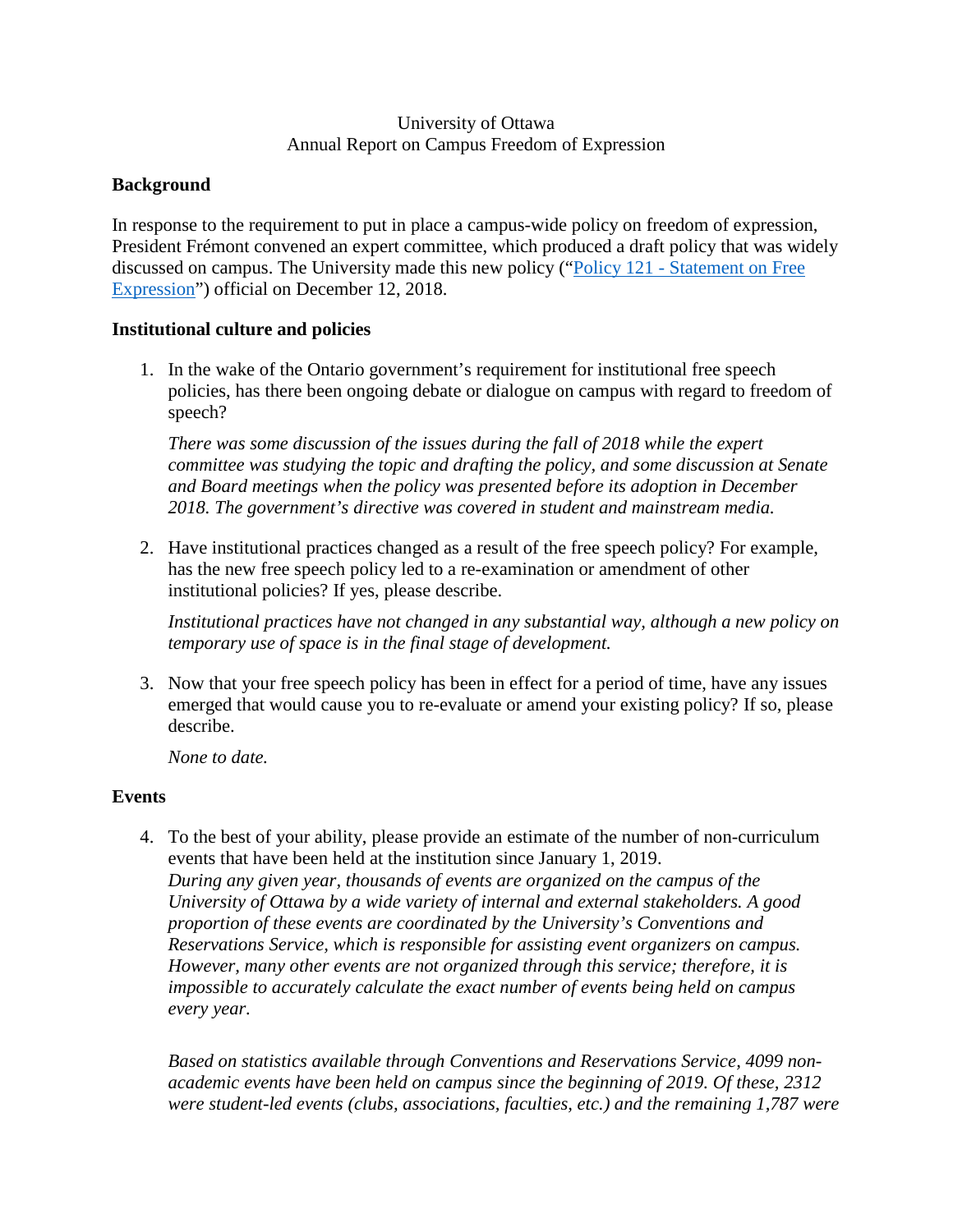University of Ottawa
Annual Report on Campus Freedom of Expression

## Background

In response to the requirement to put in place a campus-wide policy on freedom of expression, President Frémont convened an expert committee, which produced a draft policy that was widely discussed on campus. The University made this new policy ("Policy 121 - Statement on Free Expression") official on December 12, 2018.

## Institutional culture and policies

1. In the wake of the Ontario government's requirement for institutional free speech policies, has there been ongoing debate or dialogue on campus with regard to freedom of speech?

   *There was some discussion of the issues during the fall of 2018 while the expert committee was studying the topic and drafting the policy, and some discussion at Senate and Board meetings when the policy was presented before its adoption in December 2018. The government's directive was covered in student and mainstream media.*

2. Have institutional practices changed as a result of the free speech policy? For example, has the new free speech policy led to a re-examination or amendment of other institutional policies? If yes, please describe.

   *Institutional practices have not changed in any substantial way, although a new policy on temporary use of space is in the final stage of development.*

3. Now that your free speech policy has been in effect for a period of time, have any issues emerged that would cause you to re-evaluate or amend your existing policy? If so, please describe.

   *None to date.*

## Events

4. To the best of your ability, please provide an estimate of the number of non-curriculum events that have been held at the institution since January 1, 2019.
   *During any given year, thousands of events are organized on the campus of the University of Ottawa by a wide variety of internal and external stakeholders. A good proportion of these events are coordinated by the University's Conventions and Reservations Service, which is responsible for assisting event organizers on campus. However, many other events are not organized through this service; therefore, it is impossible to accurately calculate the exact number of events being held on campus every year.*

   *Based on statistics available through Conventions and Reservations Service, 4099 non-academic events have been held on campus since the beginning of 2019. Of these, 2312 were student-led events (clubs, associations, faculties, etc.) and the remaining 1,787 were*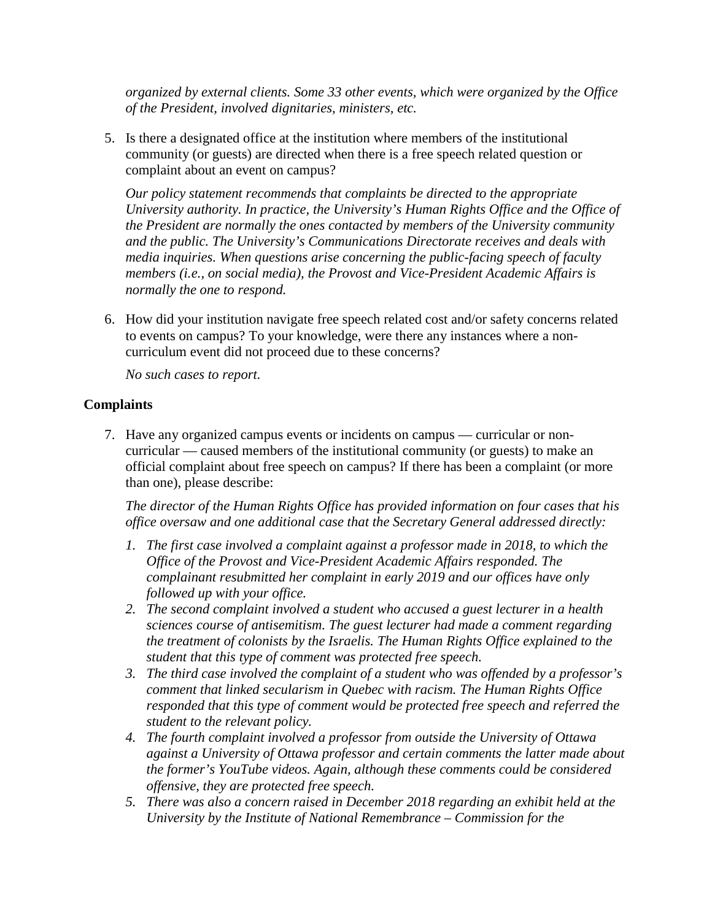*organized by external clients. Some 33 other events, which were organized by the Office of the President, involved dignitaries, ministers, etc.*

5. Is there a designated office at the institution where members of the institutional community (or guests) are directed when there is a free speech related question or complaint about an event on campus?

   *Our policy statement recommends that complaints be directed to the appropriate University authority. In practice, the University's Human Rights Office and the Office of the President are normally the ones contacted by members of the University community and the public. The University's Communications Directorate receives and deals with media inquiries. When questions arise concerning the public-facing speech of faculty members (i.e., on social media), the Provost and Vice-President Academic Affairs is normally the one to respond.*

6. How did your institution navigate free speech related cost and/or safety concerns related to events on campus? To your knowledge, were there any instances where a non-curriculum event did not proceed due to these concerns?

   *No such cases to report.*

**Complaints**

7. Have any organized campus events or incidents on campus — curricular or non-curricular — caused members of the institutional community (or guests) to make an official complaint about free speech on campus? If there has been a complaint (or more than one), please describe:

   *The director of the Human Rights Office has provided information on four cases that his office oversaw and one additional case that the Secretary General addressed directly:*

   1. *The first case involved a complaint against a professor made in 2018, to which the Office of the Provost and Vice-President Academic Affairs responded. The complainant resubmitted her complaint in early 2019 and our offices have only followed up with your office.*
   2. *The second complaint involved a student who accused a guest lecturer in a health sciences course of antisemitism. The guest lecturer had made a comment regarding the treatment of colonists by the Israelis. The Human Rights Office explained to the student that this type of comment was protected free speech.*
   3. *The third case involved the complaint of a student who was offended by a professor's comment that linked secularism in Quebec with racism. The Human Rights Office responded that this type of comment would be protected free speech and referred the student to the relevant policy.*
   4. *The fourth complaint involved a professor from outside the University of Ottawa against a University of Ottawa professor and certain comments the latter made about the former's YouTube videos. Again, although these comments could be considered offensive, they are protected free speech.*
   5. *There was also a concern raised in December 2018 regarding an exhibit held at the University by the Institute of National Remembrance – Commission for the*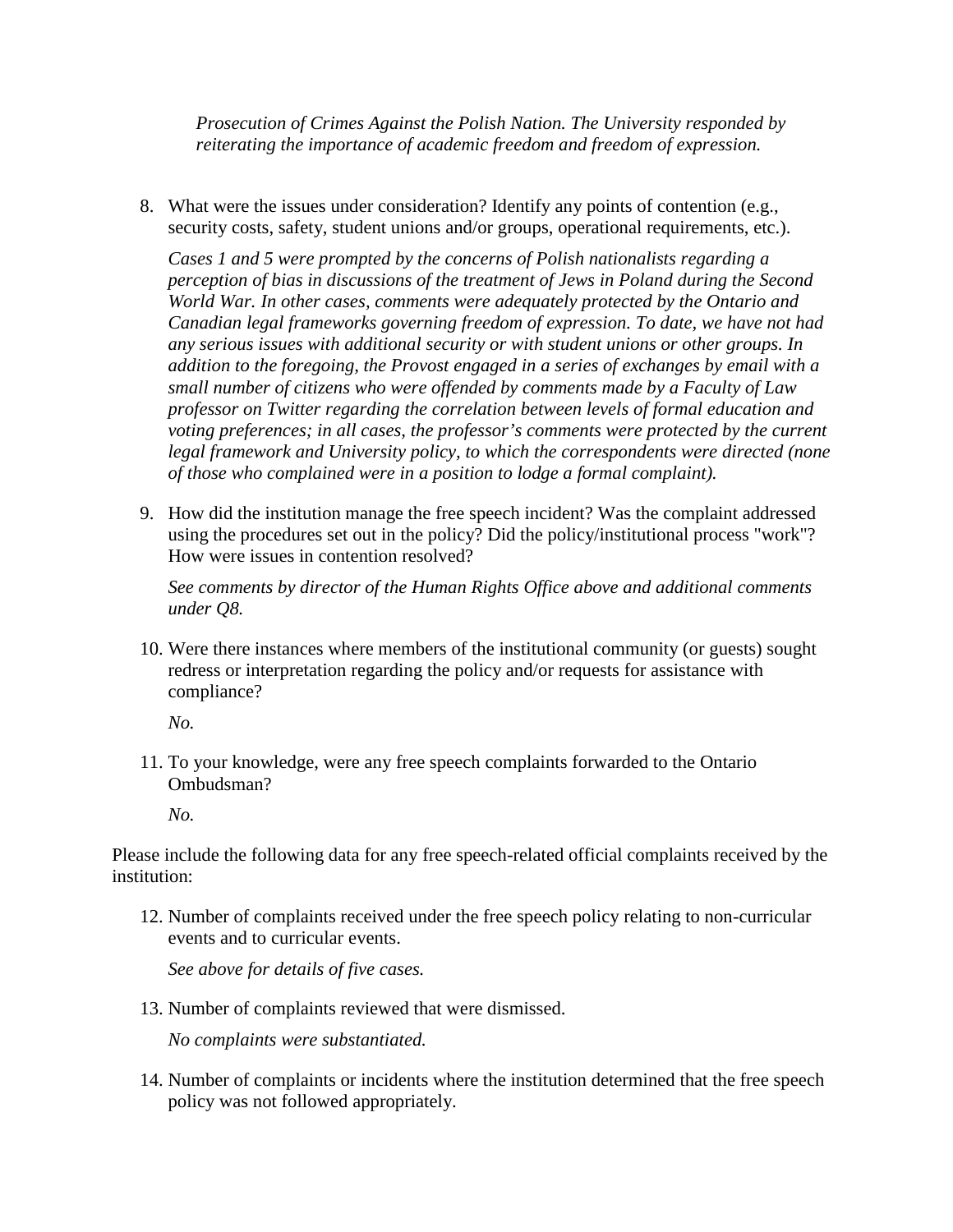*Prosecution of Crimes Against the Polish Nation. The University responded by reiterating the importance of academic freedom and freedom of expression.*

8. What were the issues under consideration? Identify any points of contention (e.g., security costs, safety, student unions and/or groups, operational requirements, etc.).

   *Cases 1 and 5 were prompted by the concerns of Polish nationalists regarding a perception of bias in discussions of the treatment of Jews in Poland during the Second World War. In other cases, comments were adequately protected by the Ontario and Canadian legal frameworks governing freedom of expression. To date, we have not had any serious issues with additional security or with student unions or other groups. In addition to the foregoing, the Provost engaged in a series of exchanges by email with a small number of citizens who were offended by comments made by a Faculty of Law professor on Twitter regarding the correlation between levels of formal education and voting preferences; in all cases, the professor's comments were protected by the current legal framework and University policy, to which the correspondents were directed (none of those who complained were in a position to lodge a formal complaint).*

9. How did the institution manage the free speech incident? Was the complaint addressed using the procedures set out in the policy? Did the policy/institutional process "work"? How were issues in contention resolved?

   *See comments by director of the Human Rights Office above and additional comments under Q8.*

10. Were there instances where members of the institutional community (or guests) sought redress or interpretation regarding the policy and/or requests for assistance with compliance?

    *No.*

11. To your knowledge, were any free speech complaints forwarded to the Ontario Ombudsman?

    *No.*

Please include the following data for any free speech-related official complaints received by the institution:

12. Number of complaints received under the free speech policy relating to non-curricular events and to curricular events.

    *See above for details of five cases.*

13. Number of complaints reviewed that were dismissed.

    *No complaints were substantiated.*

14. Number of complaints or incidents where the institution determined that the free speech policy was not followed appropriately.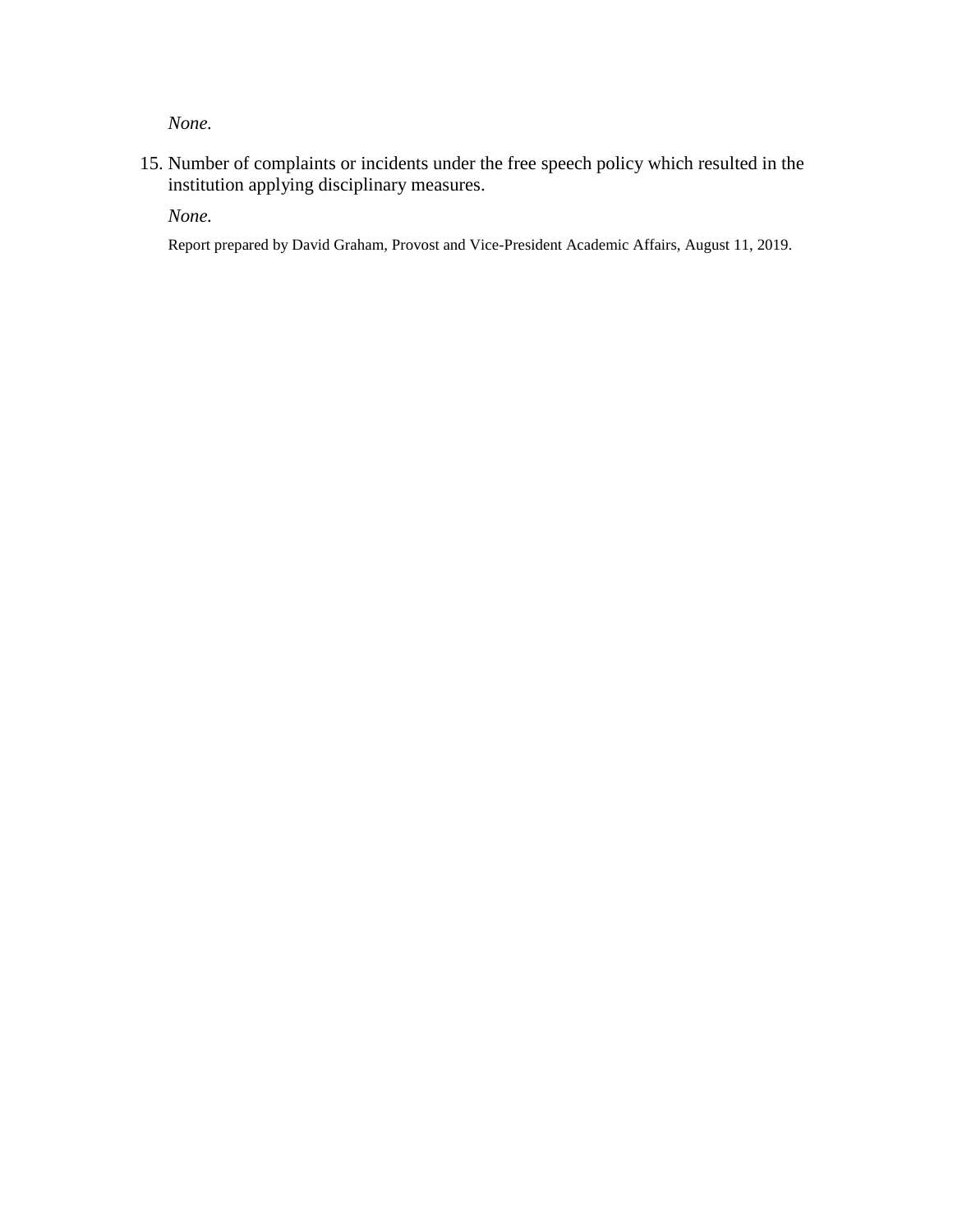*None.*

15. Number of complaints or incidents under the free speech policy which resulted in the institution applying disciplinary measures.

    *None.*

    Report prepared by David Graham, Provost and Vice-President Academic Affairs, August 11, 2019.